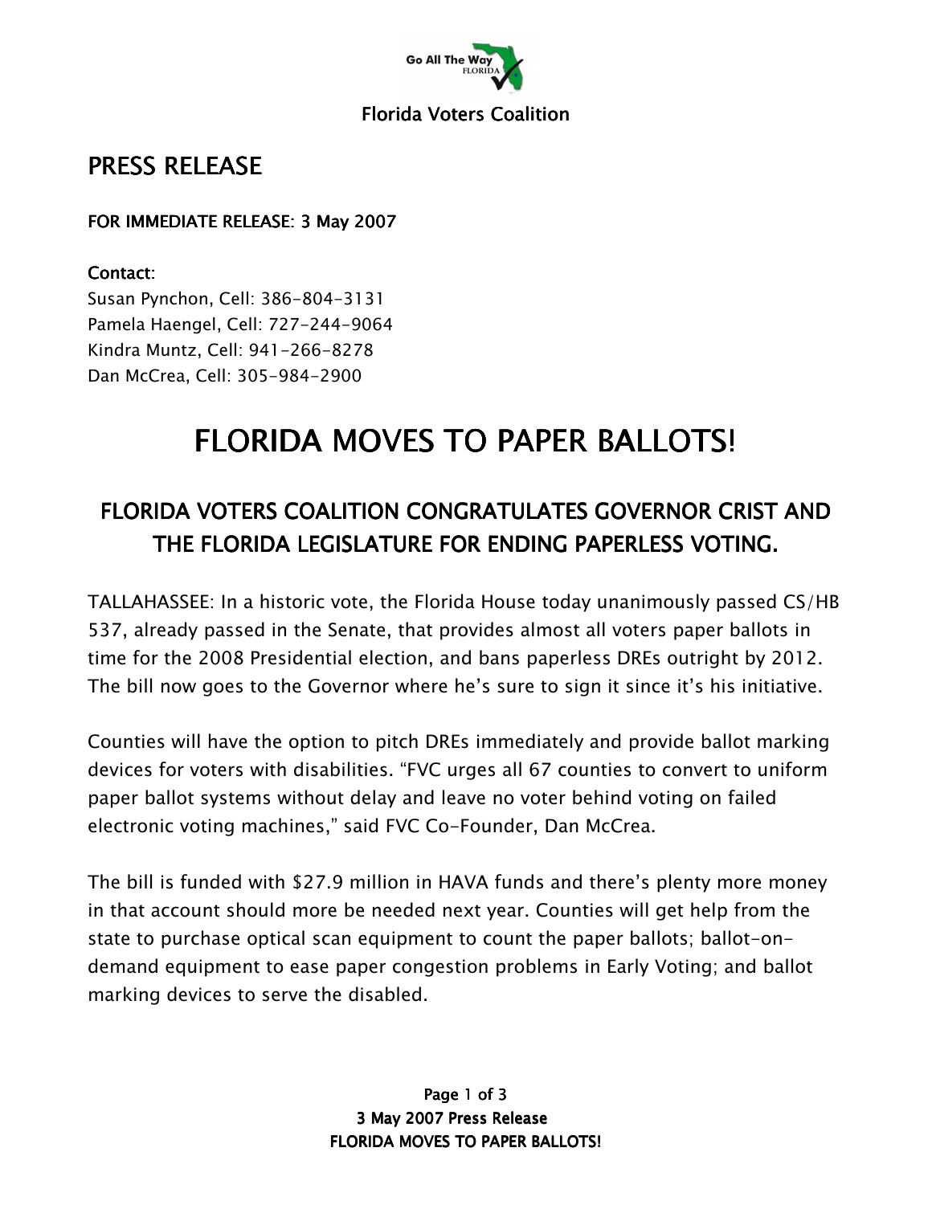Florida Voters Coalition

## PRESS RELEASE

**FOR IMMEDIATE RELEASE: 3 May 2007**

**Contact:**
Susan Pynchon, Cell: 386-804-3131
Pamela Haengel, Cell: 727-244-9064
Kindra Muntz, Cell: 941-266-8278
Dan McCrea, Cell: 305-984-2900

# FLORIDA MOVES TO PAPER BALLOTS!

## FLORIDA VOTERS COALITION CONGRATULATES GOVERNOR CRIST AND THE FLORIDA LEGISLATURE FOR ENDING PAPERLESS VOTING.

TALLAHASSEE: In a historic vote, the Florida House today unanimously passed CS/HB 537, already passed in the Senate, that provides almost all voters paper ballots in time for the 2008 Presidential election, and bans paperless DREs outright by 2012. The bill now goes to the Governor where he's sure to sign it since it's his initiative.

Counties will have the option to pitch DREs immediately and provide ballot marking devices for voters with disabilities. "FVC urges all 67 counties to convert to uniform paper ballot systems without delay and leave no voter behind voting on failed electronic voting machines," said FVC Co-Founder, Dan McCrea.

The bill is funded with $27.9 million in HAVA funds and there's plenty more money in that account should more be needed next year. Counties will get help from the state to purchase optical scan equipment to count the paper ballots; ballot-on-demand equipment to ease paper congestion problems in Early Voting; and ballot marking devices to serve the disabled.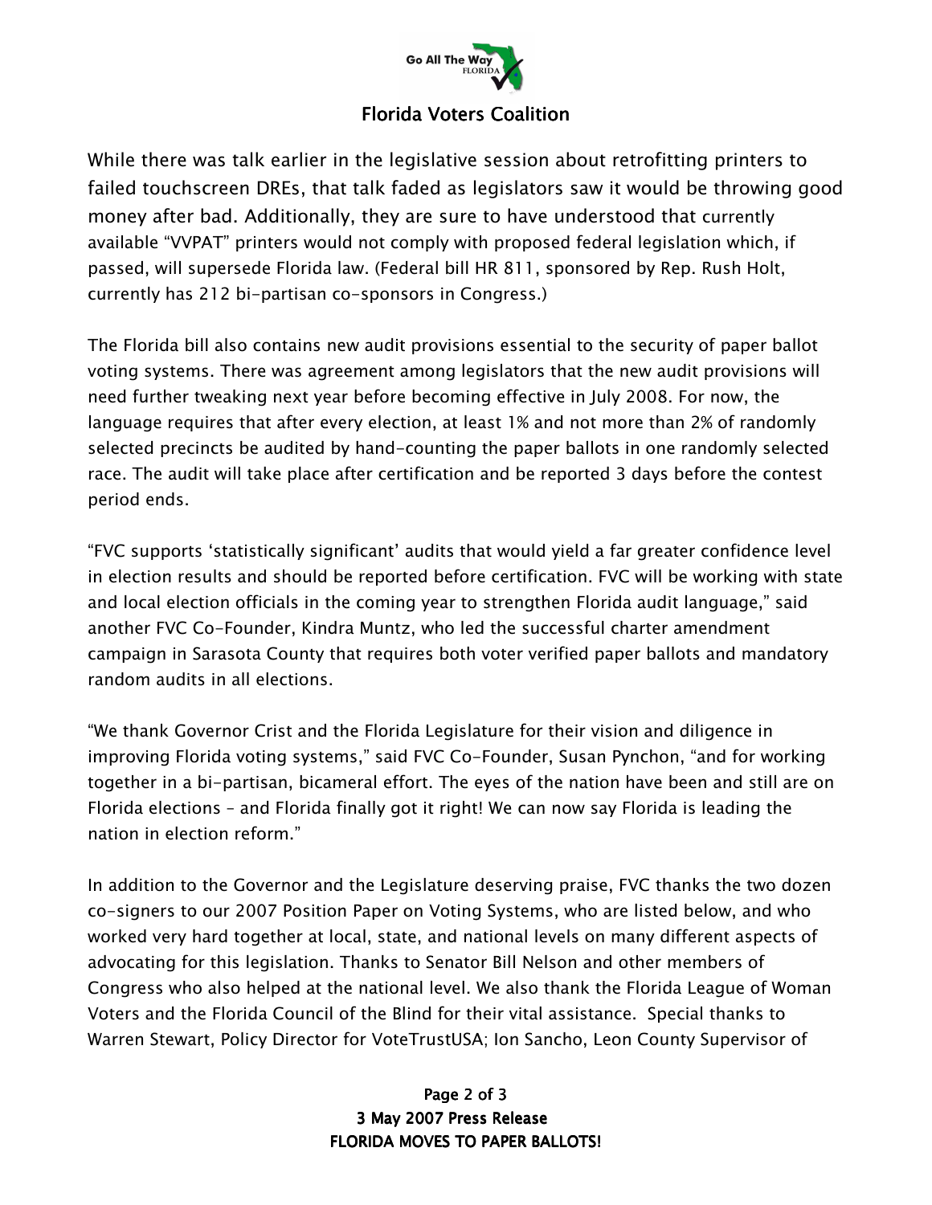While there was talk earlier in the legislative session about retrofitting printers to failed touchscreen DREs, that talk faded as legislators saw it would be throwing good money after bad. Additionally, they are sure to have understood that currently available "VVPAT" printers would not comply with proposed federal legislation which, if passed, will supersede Florida law. (Federal bill HR 811, sponsored by Rep. Rush Holt, currently has 212 bi-partisan co-sponsors in Congress.)

The Florida bill also contains new audit provisions essential to the security of paper ballot voting systems. There was agreement among legislators that the new audit provisions will need further tweaking next year before becoming effective in July 2008. For now, the language requires that after every election, at least 1% and not more than 2% of randomly selected precincts be audited by hand-counting the paper ballots in one randomly selected race. The audit will take place after certification and be reported 3 days before the contest period ends.

"FVC supports 'statistically significant' audits that would yield a far greater confidence level in election results and should be reported before certification. FVC will be working with state and local election officials in the coming year to strengthen Florida audit language," said another FVC Co-Founder, Kindra Muntz, who led the successful charter amendment campaign in Sarasota County that requires both voter verified paper ballots and mandatory random audits in all elections.

"We thank Governor Crist and the Florida Legislature for their vision and diligence in improving Florida voting systems," said FVC Co-Founder, Susan Pynchon, "and for working together in a bi-partisan, bicameral effort. The eyes of the nation have been and still are on Florida elections – and Florida finally got it right! We can now say Florida is leading the nation in election reform."

In addition to the Governor and the Legislature deserving praise, FVC thanks the two dozen co-signers to our 2007 Position Paper on Voting Systems, who are listed below, and who worked very hard together at local, state, and national levels on many different aspects of advocating for this legislation. Thanks to Senator Bill Nelson and other members of Congress who also helped at the national level. We also thank the Florida League of Woman Voters and the Florida Council of the Blind for their vital assistance. Special thanks to Warren Stewart, Policy Director for VoteTrustUSA; Ion Sancho, Leon County Supervisor of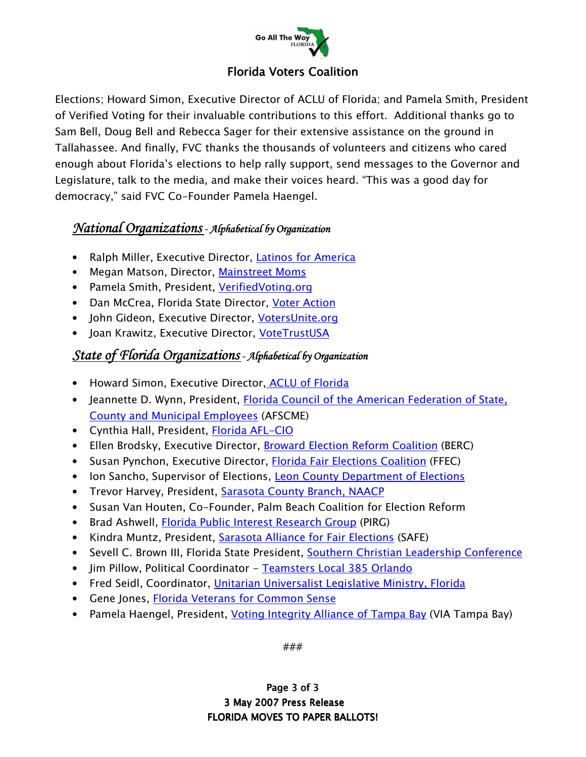Elections; Howard Simon, Executive Director of ACLU of Florida; and Pamela Smith, President of Verified Voting for their invaluable contributions to this effort. Additional thanks go to Sam Bell, Doug Bell and Rebecca Sager for their extensive assistance on the ground in Tallahassee. And finally, FVC thanks the thousands of volunteers and citizens who cared enough about Florida's elections to help rally support, send messages to the Governor and Legislature, talk to the media, and make their voices heard. "This was a good day for democracy," said FVC Co-Founder Pamela Haengel.

## *National Organizations - Alphabetical by Organization*

- Ralph Miller, Executive Director, Latinos for America
- Megan Matson, Director, Mainstreet Moms
- Pamela Smith, President, VerifiedVoting.org
- Dan McCrea, Florida State Director, Voter Action
- John Gideon, Executive Director, VotersUnite.org
- Joan Krawitz, Executive Director, VoteTrustUSA

## *State of Florida Organizations - Alphabetical by Organization*

- Howard Simon, Executive Director, ACLU of Florida
- Jeannette D. Wynn, President, Florida Council of the American Federation of State, County and Municipal Employees (AFSCME)
- Cynthia Hall, President, Florida AFL-CIO
- Ellen Brodsky, Executive Director, Broward Election Reform Coalition (BERC)
- Susan Pynchon, Executive Director, Florida Fair Elections Coalition (FFEC)
- Ion Sancho, Supervisor of Elections, Leon County Department of Elections
- Trevor Harvey, President, Sarasota County Branch, NAACP
- Susan Van Houten, Co-Founder, Palm Beach Coalition for Election Reform
- Brad Ashwell, Florida Public Interest Research Group (PIRG)
- Kindra Muntz, President, Sarasota Alliance for Fair Elections (SAFE)
- Sevell C. Brown III, Florida State President, Southern Christian Leadership Conference
- Jim Pillow, Political Coordinator - Teamsters Local 385 Orlando
- Fred Seidl, Coordinator, Unitarian Universalist Legislative Ministry, Florida
- Gene Jones, Florida Veterans for Common Sense
- Pamela Haengel, President, Voting Integrity Alliance of Tampa Bay (VIA Tampa Bay)

###